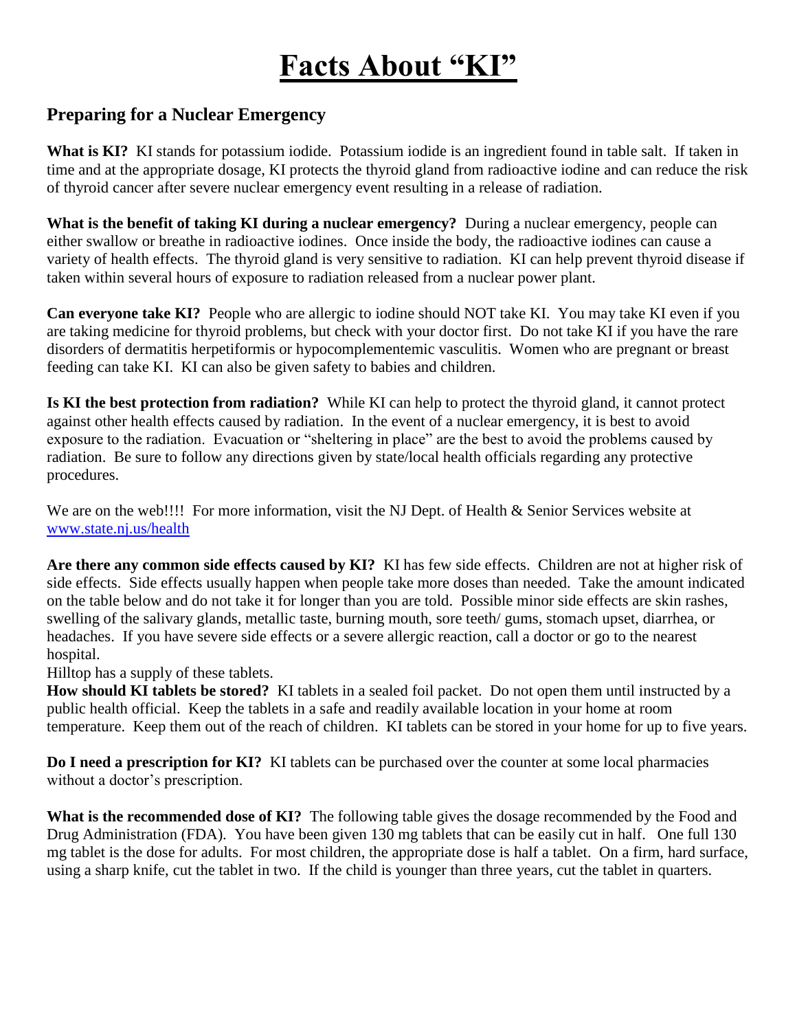# Facts About "KI"

## Preparing for a Nuclear Emergency

**What is KI?** KI stands for potassium iodide. Potassium iodide is an ingredient found in table salt. If taken in time and at the appropriate dosage, KI protects the thyroid gland from radioactive iodine and can reduce the risk of thyroid cancer after severe nuclear emergency event resulting in a release of radiation.

**What is the benefit of taking KI during a nuclear emergency?** During a nuclear emergency, people can either swallow or breathe in radioactive iodines. Once inside the body, the radioactive iodines can cause a variety of health effects. The thyroid gland is very sensitive to radiation. KI can help prevent thyroid disease if taken within several hours of exposure to radiation released from a nuclear power plant.

**Can everyone take KI?** People who are allergic to iodine should NOT take KI. You may take KI even if you are taking medicine for thyroid problems, but check with your doctor first. Do not take KI if you have the rare disorders of dermatitis herpetiformis or hypocomplementemic vasculitis. Women who are pregnant or breast feeding can take KI. KI can also be given safety to babies and children.

**Is KI the best protection from radiation?** While KI can help to protect the thyroid gland, it cannot protect against other health effects caused by radiation. In the event of a nuclear emergency, it is best to avoid exposure to the radiation. Evacuation or "sheltering in place" are the best to avoid the problems caused by radiation. Be sure to follow any directions given by state/local health officials regarding any protective procedures.

We are on the web!!!! For more information, visit the NJ Dept. of Health & Senior Services website at [www.state.nj.us/health](http://www.state.nj.us/health)

**Are there any common side effects caused by KI?** KI has few side effects. Children are not at higher risk of side effects. Side effects usually happen when people take more doses than needed. Take the amount indicated on the table below and do not take it for longer than you are told. Possible minor side effects are skin rashes, swelling of the salivary glands, metallic taste, burning mouth, sore teeth/ gums, stomach upset, diarrhea, or headaches. If you have severe side effects or a severe allergic reaction, call a doctor or go to the nearest hospital.

Hilltop has a supply of these tablets.

**How should KI tablets be stored?** KI tablets in a sealed foil packet. Do not open them until instructed by a public health official. Keep the tablets in a safe and readily available location in your home at room temperature. Keep them out of the reach of children. KI tablets can be stored in your home for up to five years.

**Do I need a prescription for KI?** KI tablets can be purchased over the counter at some local pharmacies without a doctor's prescription.

**What is the recommended dose of KI?** The following table gives the dosage recommended by the Food and Drug Administration (FDA). You have been given 130 mg tablets that can be easily cut in half. One full 130 mg tablet is the dose for adults. For most children, the appropriate dose is half a tablet. On a firm, hard surface, using a sharp knife, cut the tablet in two. If the child is younger than three years, cut the tablet in quarters.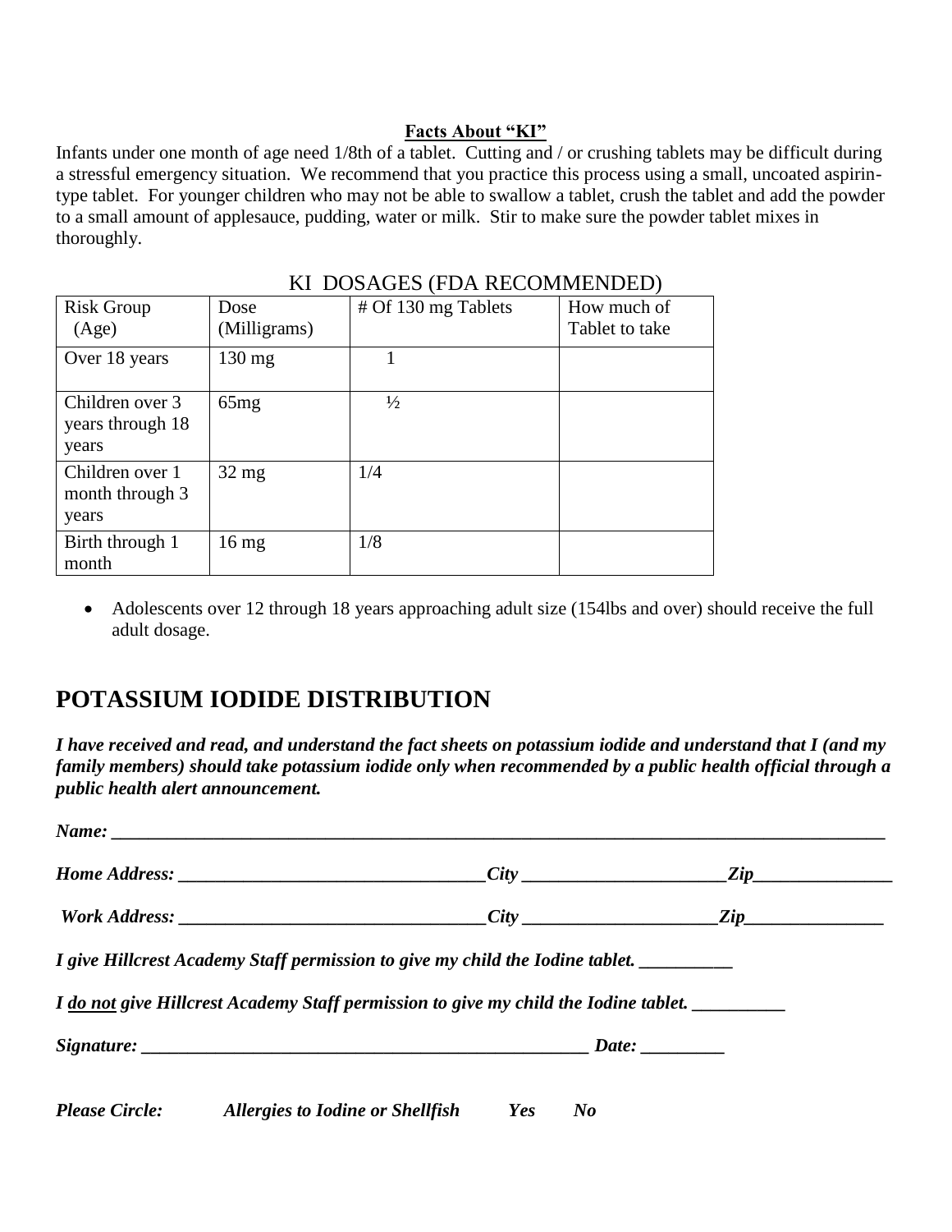**Facts About "KI"**

Infants under one month of age need 1/8th of a tablet. Cutting and / or crushing tablets may be difficult during a stressful emergency situation. We recommend that you practice this process using a small, uncoated aspirin-type tablet. For younger children who may not be able to swallow a tablet, crush the tablet and add the powder to a small amount of applesauce, pudding, water or milk. Stir to make sure the powder tablet mixes in thoroughly.

KI DOSAGES (FDA RECOMMENDED)

| Risk Group (Age) | Dose (Milligrams) | # Of 130 mg Tablets | How much of Tablet to take |
|---|---|---|---|
| Over 18 years | 130 mg | 1 | |
| Children over 3 years through 18 years | 65mg | ½ | |
| Children over 1 month through 3 years | 32 mg | 1/4 | |
| Birth through 1 month | 16 mg | 1/8 | |

- Adolescents over 12 through 18 years approaching adult size (154lbs and over) should receive the full adult dosage.

## POTASSIUM IODIDE DISTRIBUTION

***I have received and read, and understand the fact sheets on potassium iodide and understand that I (and my family members) should take potassium iodide only when recommended by a public health official through a public health alert announcement.***

***Name:*** ______________________________________________________________________________

***Home Address:*** _________________________________ ***City*** _____________________ ***Zip*** _______________

***Work Address:*** _________________________________ ***City*** ____________________ ***Zip*** _______________

***I give Hillcrest Academy Staff permission to give my child the Iodine tablet.*** __________

***I <u>do not</u> give Hillcrest Academy Staff permission to give my child the Iodine tablet.*** __________

***Signature:*** _________________________________________________ ***Date:*** _________

***Please Circle:*** ***Allergies to Iodine or Shellfish*** ***Yes*** ***No***